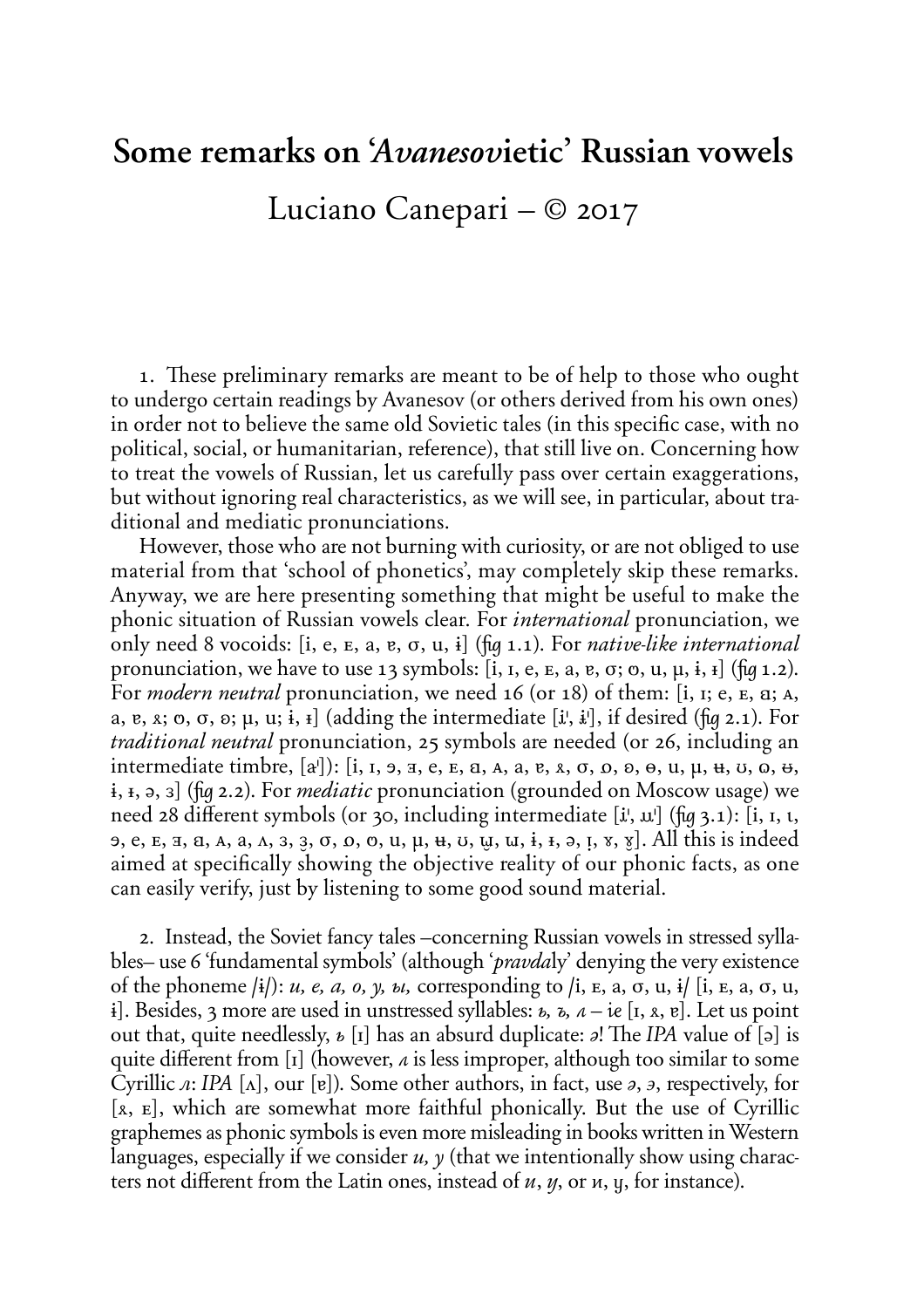# Some remarks on '*Avanesov*ietic' Russian vowels

Luciano Canepari – © 2017

1\. These preliminary remarks are meant to be of help to those who ought to undergo certain readings by Avanesov (or others derived from his own ones) in order not to believe the same old Sovietic tales (in this specific case, with no political, social, or humanitarian, reference), that still live on. Concerning how to treat the vowels of Russian, let us carefully pass over certain exaggerations, but without ignoring real characteristics, as we will see, in particular, about traditional and mediatic pronunciations.

However, those who are not burning with curiosity, or are not obliged to use material from that 'school of phonetics', may completely skip these remarks. Anyway, we are here presenting something that might be useful to make the phonic situation of Russian vowels clear. For *international* pronunciation, we only need 8 vocoids: [i, e, ᴇ, a, ɐ, ơ, u, ɨ] (fig 1.1). For *native-like international* pronunciation, we have to use 13 symbols: [i, ɪ, e, ᴇ, a, ɐ, ơ; ʊ, u, ʉ, ɨ, ɨ] (fig 1.2). For *modern neutral* pronunciation, we need 16 (or 18) of them: [i, ɪ; e, ᴇ, ɑ; ᴀ, a, ɐ, ɤ; ʊ, ơ, ɵ; ʉ, u; ɨ, ɨ] (adding the intermediate [ɨ̈, ɨ̈], if desired (fig 2.1). For *traditional neutral* pronunciation, 25 symbols are needed (or 26, including an intermediate timbre, [aˈ]): [i, ɪ, ɘ, ɜ, e, ᴇ, ɑ, ᴀ, a, ɐ, ɤ, ơ, ɒ, ɵ, ɵ, u, ʉ, ʉ, ʊ, ɷ, ʊ, ɨ, ɨ, ə, ɜ] (fig 2.2). For *mediatic* pronunciation (grounded on Moscow usage) we need 28 different symbols (or 30, including intermediate [ɨ̈, ɯ̈] (fig 3.1): [i, ɪ, ɩ, ɘ, e, ᴇ, ɜ, ɑ, ᴀ, a, ʌ, ɜ, ɜ̰, ơ, ɒ, ʊ, u, ʉ, ʉ, ʊ, ɰ̰, ɯ, ɨ, ɨ, ə, ɿ, ɤ, ɤ̰]. All this is indeed aimed at specifically showing the objective reality of our phonic facts, as one can easily verify, just by listening to some good sound material.

2\. Instead, the Soviet fancy tales –concerning Russian vowels in stressed syllables– use 6 'fundamental symbols' (although '*pravda*ly' denying the very existence of the phoneme /ɨ/): *и, е, а, о, у, ы,* corresponding to /i, ᴇ, a, ơ, u, ɨ/ [i, ᴇ, a, ơ, u, ɨ]. Besides, 3 more are used in unstressed syllables: *ь, ъ, ʌ – ie* [ɪ, ɤ, ɐ]. Let us point out that, quite needlessly, *ь* [ɪ] has an absurd duplicate: *ə*! The *IPA* value of [ə] is quite different from [ɪ] (however, *ʌ* is less improper, although too similar to some Cyrillic *л*: *IPA* [ʌ], our [ɐ]). Some other authors, in fact, use *ə, э*, respectively, for [ɤ, ᴇ], which are somewhat more faithful phonically. But the use of Cyrillic graphemes as phonic symbols is even more misleading in books written in Western languages, especially if we consider *и, у* (that we intentionally show using characters not different from the Latin ones, instead of *и*, *у*, or *и*, *у*, for instance).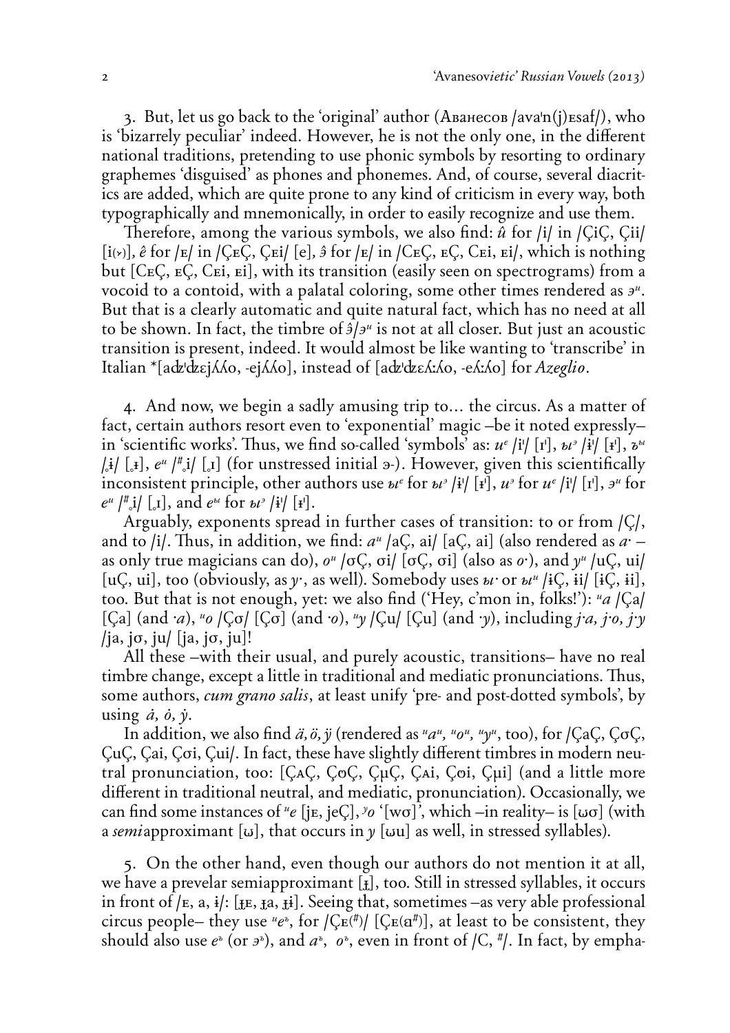3. But, let us go back to the 'original' author (Аванесов /ava'n(j)ɛsaf/), who is 'bizarrely peculiar' indeed. However, he is not the only one, in the different national traditions, pretending to use phonic symbols by resorting to ordinary graphemes 'disguised' as phones and phonemes. And, of course, several diacritics are added, which are quite prone to any kind of criticism in every way, both typographically and mnemonically, in order to easily recognize and use them.

Therefore, among the various symbols, we also find: *û* for /i/ in /ÇiÇ, Çii/ [i(ʏ)], *ê* for /ɛ/ in /ÇɛÇ, Çɛi/ [e], *ə̂* for /ɛ/ in /CɛÇ, ɛÇ, Cɛi, ɛi/, which is nothing but [CɛÇ, ɛÇ, Cɛi, ɛi], with its transition (easily seen on spectrograms) from a vocoid to a contoid, with a palatal coloring, some other times rendered as *ə^u*. But that is a clearly automatic and quite natural fact, which has no need at all to be shown. In fact, the timbre of *ə̂*/*ə^u* is not at all closer. But just an acoustic transition is present, indeed. It would almost be like wanting to 'transcribe' in Italian *[ad�townˈdzɛjʎʎo, -ejʎʎo], instead of [adʒˈdzɛʎːʎo, -eʎːʎo] for *Azeglio*.

4. And now, we begin a sadly amusing trip to… the circus. As a matter of fact, certain authors resort even to 'exponential' magic –be it noted expressly– in 'scientific works'. Thus, we find so-called 'symbols' as: *u^e* /iˈ/ [ɪˈ], *ы^э* /ɨˈ/ [ɨˈ], *ъ^ы* /ˌɨ/ [ˌɨ], *e^u* /#ˌi/ [ˌɪ] (for unstressed initial э-). However, given this scientifically inconsistent principle, other authors use *ы^e* for *ы^э* /ɨˈ/ [ɨˈ], *u^э* for *u^e* /iˈ/ [ɪˈ], *э^u* for *e^u* /#ˌi/ [ˌɪ], and *e^ы* for *ы^э* /ɨˈ/ [ɨˈ].

Arguably, exponents spread in further cases of transition: to or from /Ç/, and to /i/. Thus, in addition, we find: *a^u* /aÇ, ai/ [aÇ, ai] (also rendered as *a·* – as only true magicians can do), *o^u* /ɔÇ, ɔi/ [ɔÇ, ɔi] (also as *o·*), and *y^u* /uÇ, ui/ [uÇ, ui], too (obviously, as *y·*, as well). Somebody uses *ы·* or *ы^u* /ɨÇ, ɨi/ [ɨÇ, ɨi], too. But that is not enough, yet: we also find ('Hey, c'mon in, folks!'): *^u a* /Ça/ [Ça] (and *·a*), *^u o* /Çɔ/ [Çɔ] (and *·o*), *^u y* /Çu/ [Çu] (and *·y*), including *j·a, j·o, j·y* /ja, jɔ, ju/ [ja, jɔ, ju]!

All these –with their usual, and purely acoustic, transitions– have no real timbre change, except a little in traditional and mediatic pronunciations. Thus, some authors, *cum grano salis*, at least unify 'pre- and post-dotted symbols', by using *ȧ, ȯ, ẏ*.

In addition, we also find *ä, ö, ÿ* (rendered as *^u a^u, ^u o^u, ^u y^u*, too), for /ÇaÇ, ÇɔÇ, ÇuÇ, Çai, Çɔi, Çui/. In fact, these have slightly different timbres in modern neutral pronunciation, too: [ÇʌÇ, ÇɵÇ, ÇʉÇ, Çʌi, Çɵi, Çʉi] (and a little more different in traditional neutral, and mediatic, pronunciation). Occasionally, we can find some instances of *^u e* [jɛ, jeÇ], *^y o* '[wɔ]', which –in reality– is [ɷɔ] (with a *semi*approximant [ɷ], that occurs in *y* [ɷu] as well, in stressed syllables).

5. On the other hand, even though our authors do not mention it at all, we have a prevelar semiapproximant [ɟ̞], too. Still in stressed syllables, it occurs in front of /ɛ, a, ɨ/: [ɟ̞ɛ, ɟ̞a, ɟ̞ɨ]. Seeing that, sometimes –as very able professional circus people– they use *^u e^ъ*, for /Çɛ(#)/ [Çɛ(ɑ#)], at least to be consistent, they should also use *e^ъ* (or *э^ъ*), and *a^ъ*, *o^ъ*, even in front of /C, #/. In fact, by empha-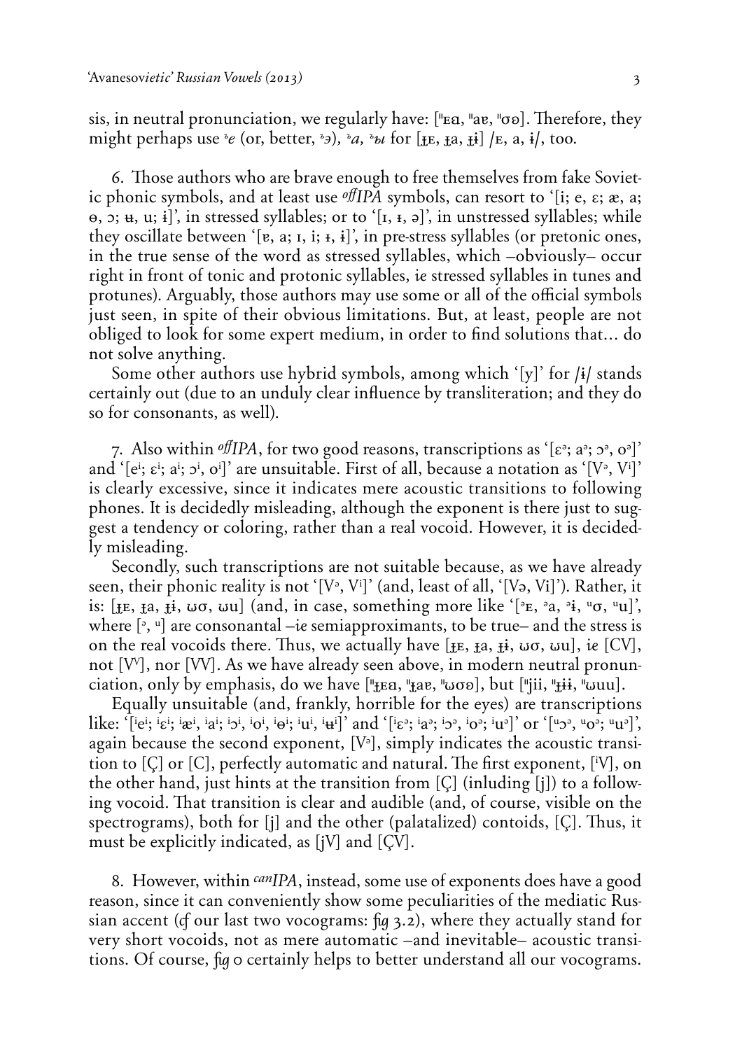sis, in neutral pronunciation, we regularly have: [ˈɛɑ, ˈaɐ, ˈʊɵ]. Therefore, they might perhaps use *ʲe* (or, better, *ʲэ*), *ʲa*, *ʲы* for [ʝᴇ, ʝa, ʝɨ] /ᴇ, a, ɨ/, too.

6. Those authors who are brave enough to free themselves from fake Soviet­ic phonic symbols, and at least use *offIPA* symbols, can resort to '[i; e, ɛ; æ, a; ɵ, ɔ; ʉ, u; ɨ]', in stressed syllables; or to '[ɪ, ɪ̵, ə]', in unstressed syllables; while they oscillate between '[ɐ, a; ɪ, i; ɪ̵, ɨ]', in pre-stress syllables (or pretonic ones, in the true sense of the word as stressed syllables, which –obviously– occur right in front of tonic and protonic syllables, *ie* stressed syllables in tunes and protunes). Arguably, those authors may use some or all of the official symbols just seen, in spite of their obvious limitations. But, at least, people are not obliged to look for some expert medium, in order to find solutions that... do not solve anything.

Some other authors use hybrid symbols, among which '[y]' for /ɨ/ stands certainly out (due to an unduly clear influence by transliteration; and they do so for consonants, as well).

7. Also within *offIPA*, for two good reasons, transcriptions as '[ɛᵊ; aᵊ; ɔᵊ, oᵊ]' and '[eⁱ; ɛⁱ; aⁱ; ɔⁱ, oⁱ]' are unsuitable. First of all, because a notation as '[Vᵊ, Vⁱ]' is clearly excessive, since it indicates mere acoustic transitions to following phones. It is decidedly misleading, although the exponent is there just to sug­gest a tendency or coloring, rather than a real vocoid. However, it is decided­ly misleading.

Secondly, such transcriptions are not suitable because, as we have already seen, their phonic reality is not '[Vᵊ, Vⁱ]' (and, least of all, '[Və, Vi]'). Rather, it is: [ʝᴇ, ʝa, ʝɨ, ɯσ, ɯu] (and, in case, something more like '[ᵊᴇ, ᵊa, ᵊɨ, ᵘσ, ᵘu]', where [ᵊ, ᵘ] are consonantal –*ie* semiapproximants, to be true– and the stress is on the real vocoids there. Thus, we actually have [ʝᴇ, ʝa, ʝɨ, ɯσ, ɯu], *ie* [CV], not [Vⱽ], nor [VV]. As we have already seen above, in modern neutral pronun­ciation, only by emphasis, do we have [ˈʝᴇɑ, ˈʝaɐ, ˈɯσɵ], but [ˈjii, ˈʝɨɨ, ˈɯuu].

Equally unsuitable (and, frankly, horrible for the eyes) are transcriptions like: '[ⁱeⁱ; ⁱɛⁱ; ⁱæⁱ, ⁱaⁱ; ⁱɔⁱ, ⁱoⁱ, ⁱɵⁱ; ⁱuⁱ, ⁱʉⁱ]' and '[ⁱɛᵊ; ⁱaᵊ; ⁱɔᵊ, ⁱoᵊ; ⁱuᵊ]' or '[ᵘɔᵊ, ᵘoᵊ; ᵘuᵊ]', again because the second exponent, [Vᵊ], simply indicates the acoustic transi­tion to [Ç] or [C], perfectly automatic and natural. The first exponent, [ⁱV], on the other hand, just hints at the transition from [Ç] (inluding [j]) to a follow­ing vocoid. That transition is clear and audible (and, of course, visible on the spectrograms), both for [j] and the other (palatalized) contoids, [Ç]. Thus, it must be explicitly indicated, as [jV] and [ÇV].

8. However, within *canIPA*, instead, some use of exponents does have a good reason, since it can conveniently show some peculiarities of the mediatic Rus­sian accent (*cf* our last two vocograms: *fig* 3.2), where they actually stand for very short vocoids, not as mere automatic –and inevitable– acoustic transi­tions. Of course, *fig* 0 certainly helps to better understand all our vocograms.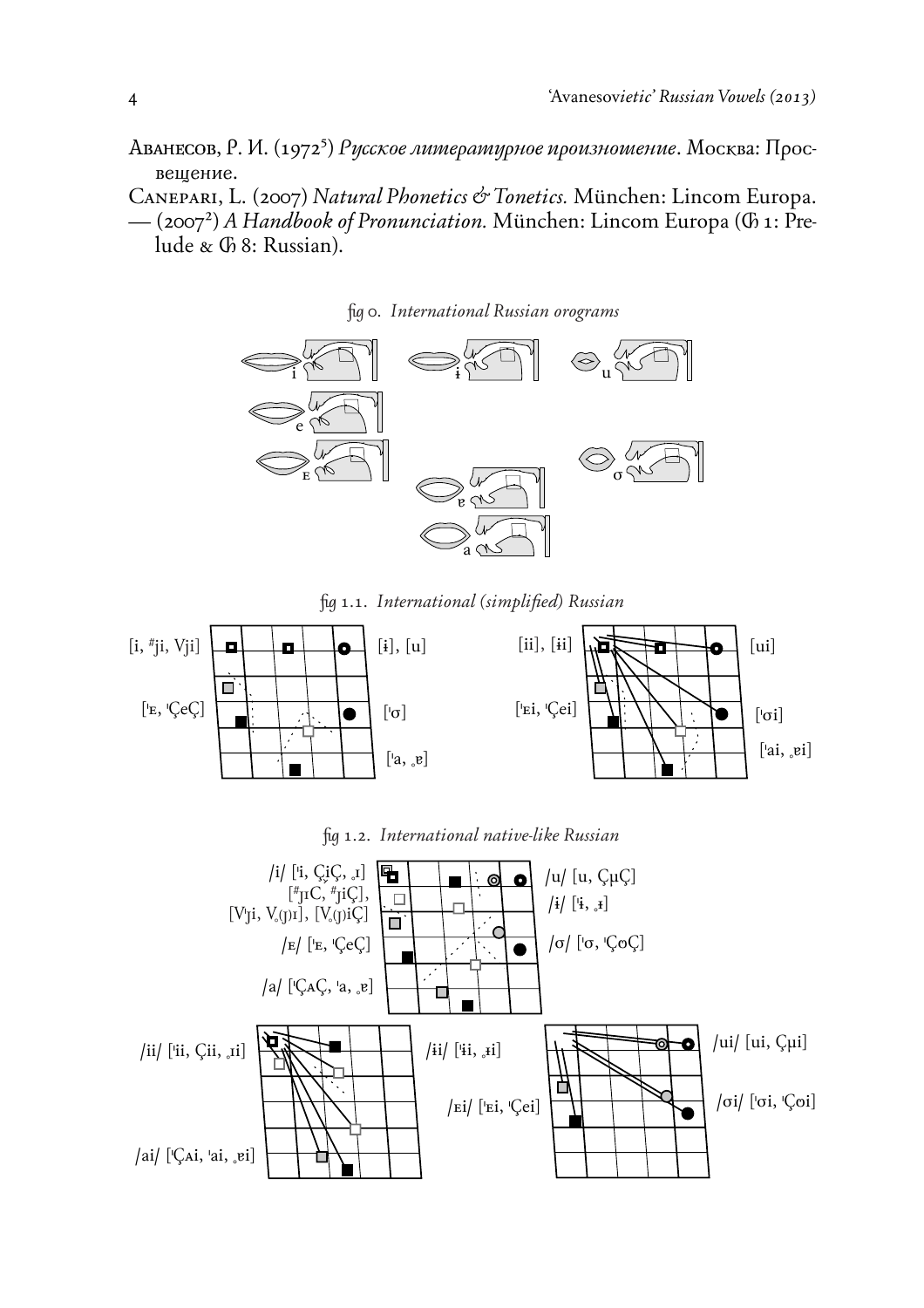Аванесов, Р. И. (1972[5]) *Русское литературное произношение*. Москва: Просвещение.

Canepari, L. (2007) *Natural Phonetics & Tonetics.* München: Lincom Europa.

— (2007[2]) *A Handbook of Pronunciation.* München: Lincom Europa (Ꮆ 1: Prelude & Ꮆ 8: Russian).

fig 0. *International Russian orograms*

fig 1.1. *International (simplified) Russian*

fig 1.2. *International native-like Russian*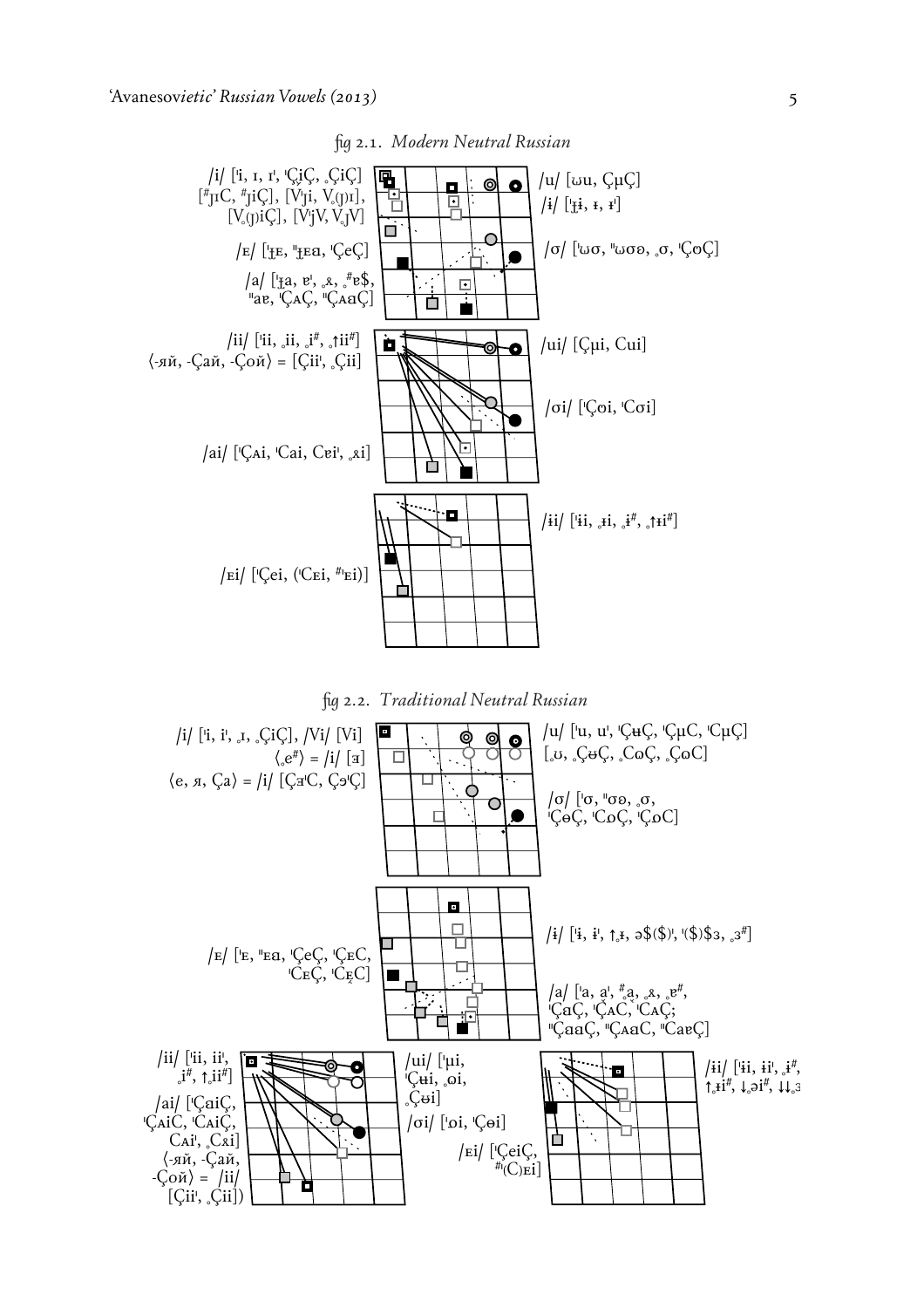fig 2.1. *Modern Neutral Russian*

/i/ [ˈi, ɪ, ɪˈ, ˈÇi̟Ç, ˳ÇiÇ] [#ɟɪC, #ɟiÇ], [Vˈɟi, V˳(ɟ)ɪ], [V˳(ɟ)iÇ], [VˈjV, V˳jV]

/u/ [ɷu, ÇµÇ]

/ɨ/ [ˈɟɨ, ɨ, ɨˈ]

/ᴇ/ [ˈɟᴇ, "ɟᴇɑ, ˈÇeÇ]

/σ/ [ˈɷσ, "ɷσɵ, ˳σ, ˈÇɵÇ]

/a/ [ˈɟa, ɐˈ, ˳ɤ, ˳#ɐ$, "aɐ, ˈÇᴀÇ, "ÇᴀɑÇ]

/ii/ [ˈii, ˳ii, ˳i#, ˳↑ii#] ⟨-яй, -Çай, -Çой⟩ = [Çiiˈ, ˳Çii]

/ui/ [Çµi, Cui]

/σi/ [ˈÇɵi, ˈCσi]

/ai/ [ˈÇᴀi, ˈCai, Cɐiˈ, ˳ɤi]

/ɨi/ [ˈɨi, ˳ɨi, ˳ɨ#, ˳↑ɨi#]

/ᴇi/ [ˈÇei, (ˈCᴇi, #ˈᴇi)]

fig 2.2. *Traditional Neutral Russian*

/i/ [ˈi, iˈ, ˳ɪ, ˳ÇiÇ], /Vi/ [Vi] ⟨˳e#⟩ = /i/ [ɘ] ⟨e, я, Ça⟩ = /i/ [ÇɘˈC, ÇɘˈÇ]

/u/ [ˈu, uˈ, ˈÇʉÇ, ˈÇµC, ˈCµÇ] [˳ʊ, ˳ÇɵÇ, ˳CɵÇ, ˳ÇɵC]

/σ/ [ˈσ, "σɵ, ˳σ, ˈÇɵÇ, ˈCɵÇ, ˈÇɵC]

/ɨ/ [ˈɨ, ɨˈ, ↑˳ɨ, ɘ$($)ˈ, ˈ($)$ɜ, ˳ɜ#]

/ᴇ/ [ˈᴇ, "ᴇɑ, ˈÇeÇ, ˈÇᴇC, ˈCᴇÇ, ˈCᴇ̞C]

/a/ [ˈa, aˈ, #˳a, ˳ɤ, ˳ɐ#, ˈÇɑÇ, ˈÇᴀC, ˈCᴀÇ; "ÇaɑÇ, "ÇᴀɑC, "CaɐÇ]

/ii/ [ˈii, iiˈ, ˳i#, ↑˳ii#]

/ai/ [ˈÇaiÇ, ˈÇᴀiC, ˈCᴀiÇ, Cᴀiˈ, ˳Cɤi] ⟨-яй, -Çай, -Çой⟩ = /ii/ [Çiiˈ, ˳Çii])

/ui/ [ˈµi, ˈÇʉi, ˳oi, ˳Çɵi]

/σi/ [ˈoi, ˈÇɵi]

/ᴇi/ [ˈÇeiÇ, #ˈ(C)ᴇi]

/ɨi/ [ˈɨi, ɨiˈ, ˳ɨ#, ↑˳ɨi#, ↓˳ɘi#, ↓↓˳ɜ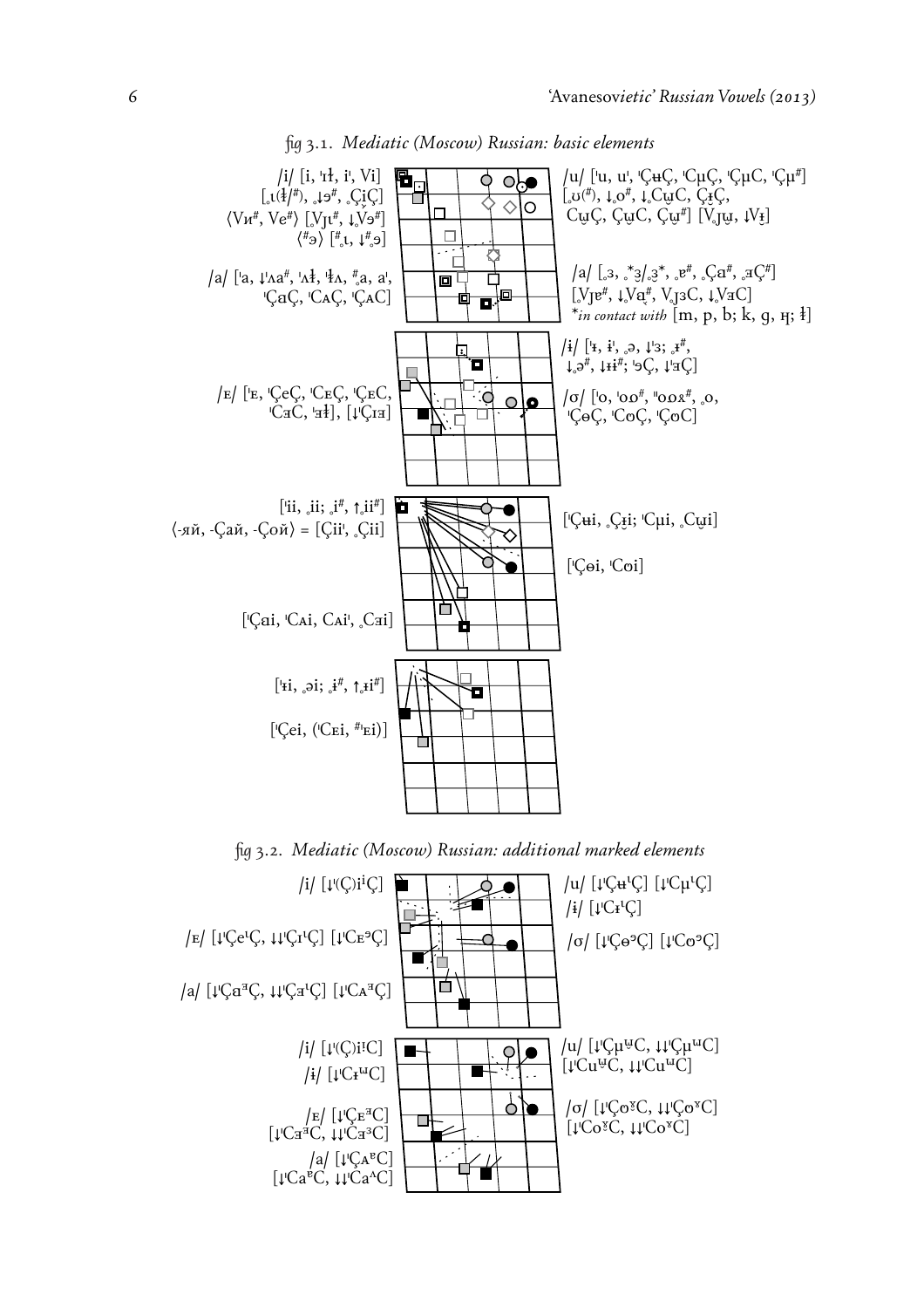fig 3.1. *Mediatic (Moscow) Russian: basic elements*

/i/ [i, ˈɪɨ̈, iˈ, Vi]
[˳ɩ(ɨ̈/#), ˳↓ɘ#, ˳ÇiÇ]
⟨Vи#, Ve#⟩ [Vɟɩ#, ↓˳Vɘ#]
⟨#ɘ⟩ [#˳ɩ, ↓#˳ɘ]

/u/ [ˈu, uˈ, ˈÇʉÇ, ˈCμÇ, ˈÇμC, ˈÇμ#]
[˳ʊ(#), ↓˳o#, ↓˳CɰÇ, ÇɨÇ,
CɰÇ, ÇɰC, Çɰ#] [V˳ɟɰ, ↓Vɨ]

/a/ [ˈa, ↓ˈʌa#, ˈʌɨ̈, ˈɨ̈ʌ, #˳a, aˈ,
ˈÇɑÇ, ˈCʌÇ, ˈÇʌC]

/a/ [˳ɜ, ˳*ɜ/˳ɜ*, ˳ɐ#, ˳Çɑ#, ˳ɜÇ#]
[˳Vɟɐ#, ↓˳Vɑ#, V˳ɟɜC, ↓˳VɜC]
*in contact with* [m, p, b; k, g, ɥ; ɨ̈]

/ɨ/ [ˈɨ, ɨˈ, ˳ə, ↓ˈɜ; ˳ɪ#,
↓˳ə#, ↓ɪɨ#; ˈɘÇ, ↓ˈɜÇ]

/ᴇ/ [ˈᴇ, ˈÇeÇ, ˈCᴇÇ, ˈÇᴇC,
ˈCɜC, ˈɜɨ̈], [↓ˈÇɪɜ]

/σ/ [ˈo, ˈoo#, ˈˈooɤ#, ˳o,
ˈÇɵÇ, ˈCʊÇ, ˈÇʊC]

[ˈii, ˳ii; ˳i#, ↑˳ii#]
⟨-яй, -Çай, -Çой⟩ = [Çiiˈ, ˳Çii]

[ˈÇʉi, ˳Çɨi; ˈCμi, ˳Cɰi]

[ˈÇɵi, ˈCʊi]

[ˈÇɑi, ˈCʌi, Cʌiˈ, ˳Cɜi]

[ˈɨi, ˳əi; ˳ɨ#, ↑˳ɨi#]

[ˈÇei, (ˈCᴇi, #ˈᴇi)]

fig 3.2. *Mediatic (Moscow) Russian: additional marked elements*

/i/ [↓ˈ(Ç)iⁱÇ]

/u/ [↓ˈÇʉᵗÇ] [↓ˈCμᵗÇ]
/ɨ/ [↓ˈCɨᵗÇ]

/ᴇ/ [↓ˈÇeᵗÇ, ↓↓ˈÇɪᵗÇ] [↓ˈCᴇᵊÇ]

/σ/ [↓ˈÇɵᵊÇ] [↓ˈCʊᵊÇ]

/a/ [↓ˈÇɑᵌÇ, ↓↓ˈÇɜᵗÇ] [↓ˈCʌᵌÇ]

/i/ [↓ˈ(Ç)iⁱC]
/ɨ/ [↓ˈCɨᵚC]

/u/ [↓ˈÇμᵚC, ↓↓ˈÇμᵚC]
[↓ˈCuᵚC, ↓↓ˈCuᵚC]

/ᴇ/ [↓ˈÇᴇᵌC]
[↓ˈCɜᵌC, ↓↓ˈCɜᵌC]

/σ/ [↓ˈÇʊˠC, ↓↓ˈÇʊˠC]
[↓ˈCoˠC, ↓↓ˈCoˠC]

/a/ [↓ˈÇʌᵄC]
[↓ˈCaᵄC, ↓↓ˈCaᴧC]